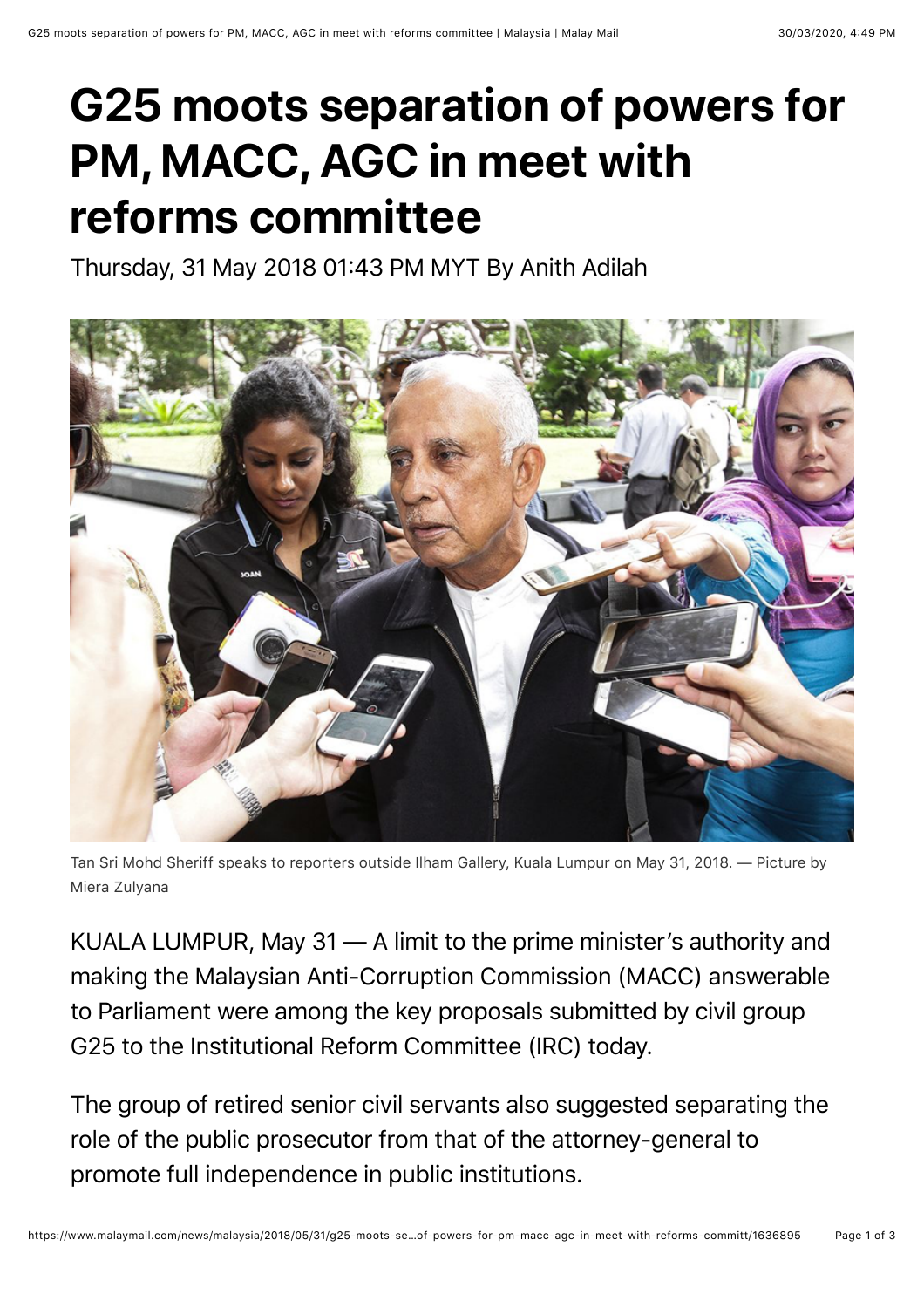# G25 moots separation of powers for PM, MACC, AGC in meet with reforms committee

Thursday, 31 May 2018 01:43 PM MYT By Anith Adilah

Tan Sri Mohd Sheriff speaks to reporters outside Ilham Gallery, Kuala Lumpur on May 31, 2018. — Picture by Miera Zulyana

KUALA LUMPUR, May 31 — A limit to the prime minister's authority and making the Malaysian Anti-Corruption Commission (MACC) answerable to Parliament were among the key proposals submitted by civil group G25 to the Institutional Reform Committee (IRC) today.

The group of retired senior civil servants also suggested separating the role of the public prosecutor from that of the attorney-general to promote full independence in public institutions.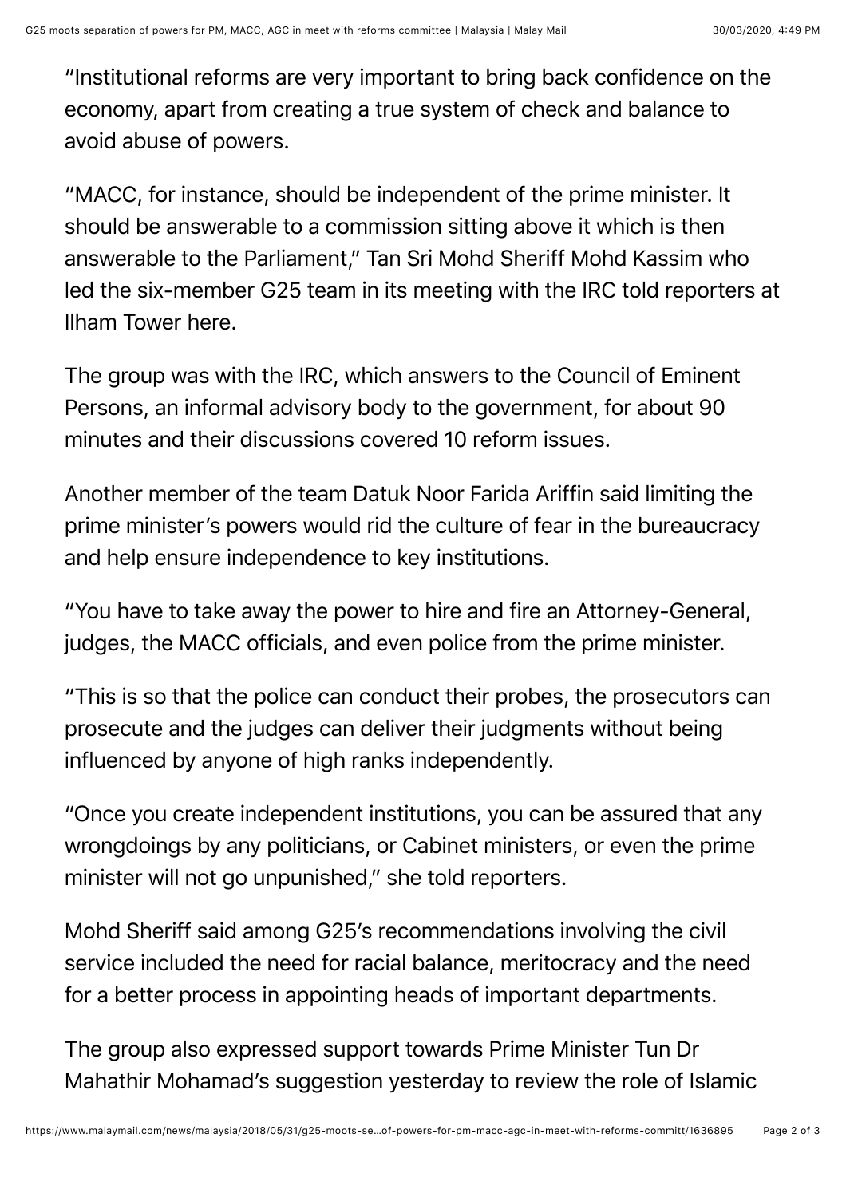"Institutional reforms are very important to bring back confidence on the economy, apart from creating a true system of check and balance to avoid abuse of powers.

"MACC, for instance, should be independent of the prime minister. It should be answerable to a commission sitting above it which is then answerable to the Parliament," Tan Sri Mohd Sheriff Mohd Kassim who led the six-member G25 team in its meeting with the IRC told reporters at Ilham Tower here.

The group was with the IRC, which answers to the Council of Eminent Persons, an informal advisory body to the government, for about 90 minutes and their discussions covered 10 reform issues.

Another member of the team Datuk Noor Farida Ariffin said limiting the prime minister's powers would rid the culture of fear in the bureaucracy and help ensure independence to key institutions.

"You have to take away the power to hire and fire an Attorney-General, judges, the MACC officials, and even police from the prime minister.

"This is so that the police can conduct their probes, the prosecutors can prosecute and the judges can deliver their judgments without being influenced by anyone of high ranks independently.

"Once you create independent institutions, you can be assured that any wrongdoings by any politicians, or Cabinet ministers, or even the prime minister will not go unpunished," she told reporters.

Mohd Sheriff said among G25's recommendations involving the civil service included the need for racial balance, meritocracy and the need for a better process in appointing heads of important departments.

The group also expressed support towards Prime Minister Tun Dr Mahathir Mohamad's suggestion yesterday to review the role of Islamic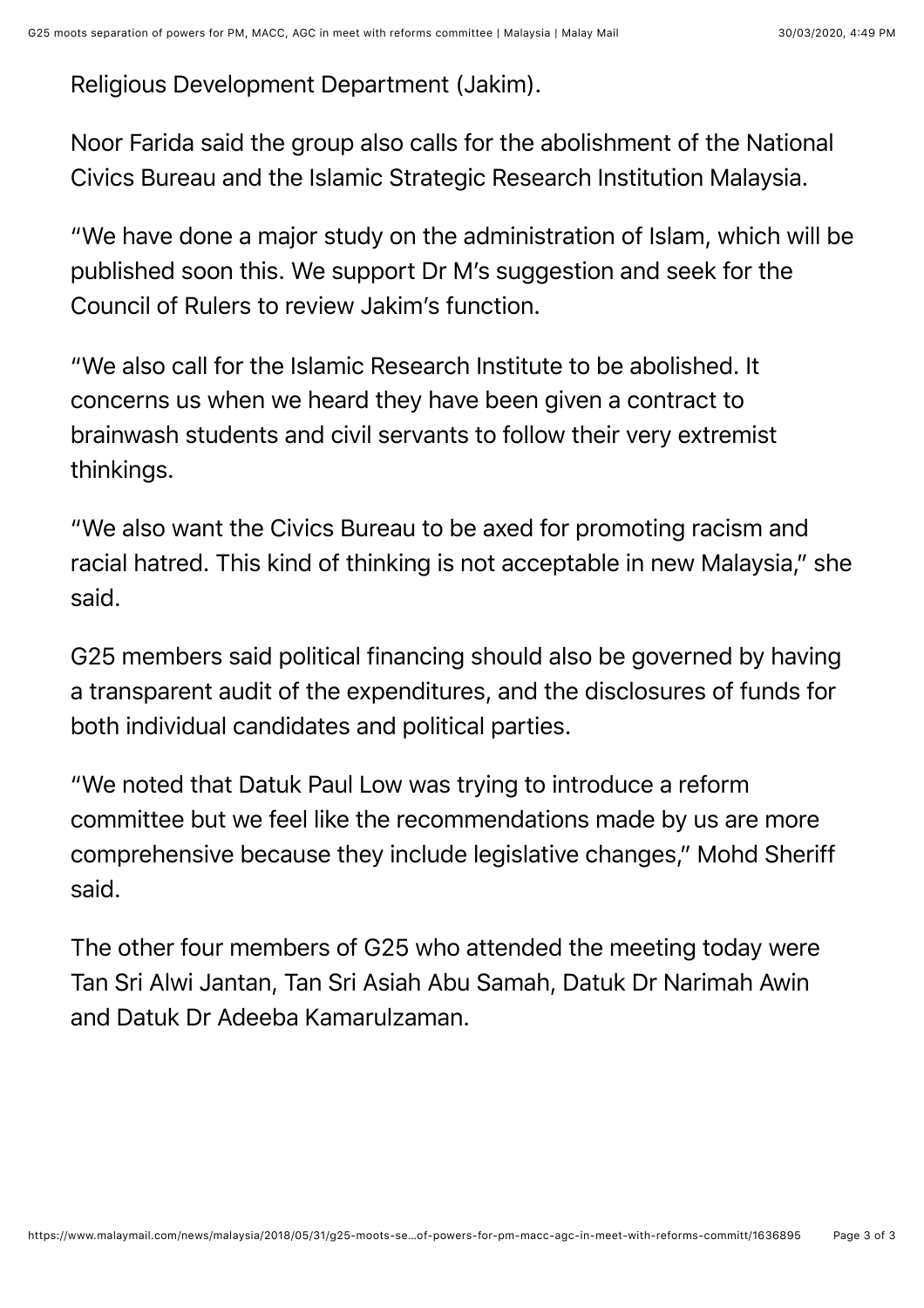Religious Development Department (Jakim).

Noor Farida said the group also calls for the abolishment of the National Civics Bureau and the Islamic Strategic Research Institution Malaysia.

"We have done a major study on the administration of Islam, which will be published soon this. We support Dr M's suggestion and seek for the Council of Rulers to review Jakim's function.

"We also call for the Islamic Research Institute to be abolished. It concerns us when we heard they have been given a contract to brainwash students and civil servants to follow their very extremist thinkings.

"We also want the Civics Bureau to be axed for promoting racism and racial hatred. This kind of thinking is not acceptable in new Malaysia," she said.

G25 members said political financing should also be governed by having a transparent audit of the expenditures, and the disclosures of funds for both individual candidates and political parties.

"We noted that Datuk Paul Low was trying to introduce a reform committee but we feel like the recommendations made by us are more comprehensive because they include legislative changes," Mohd Sheriff said.

The other four members of G25 who attended the meeting today were Tan Sri Alwi Jantan, Tan Sri Asiah Abu Samah, Datuk Dr Narimah Awin and Datuk Dr Adeeba Kamarulzaman.